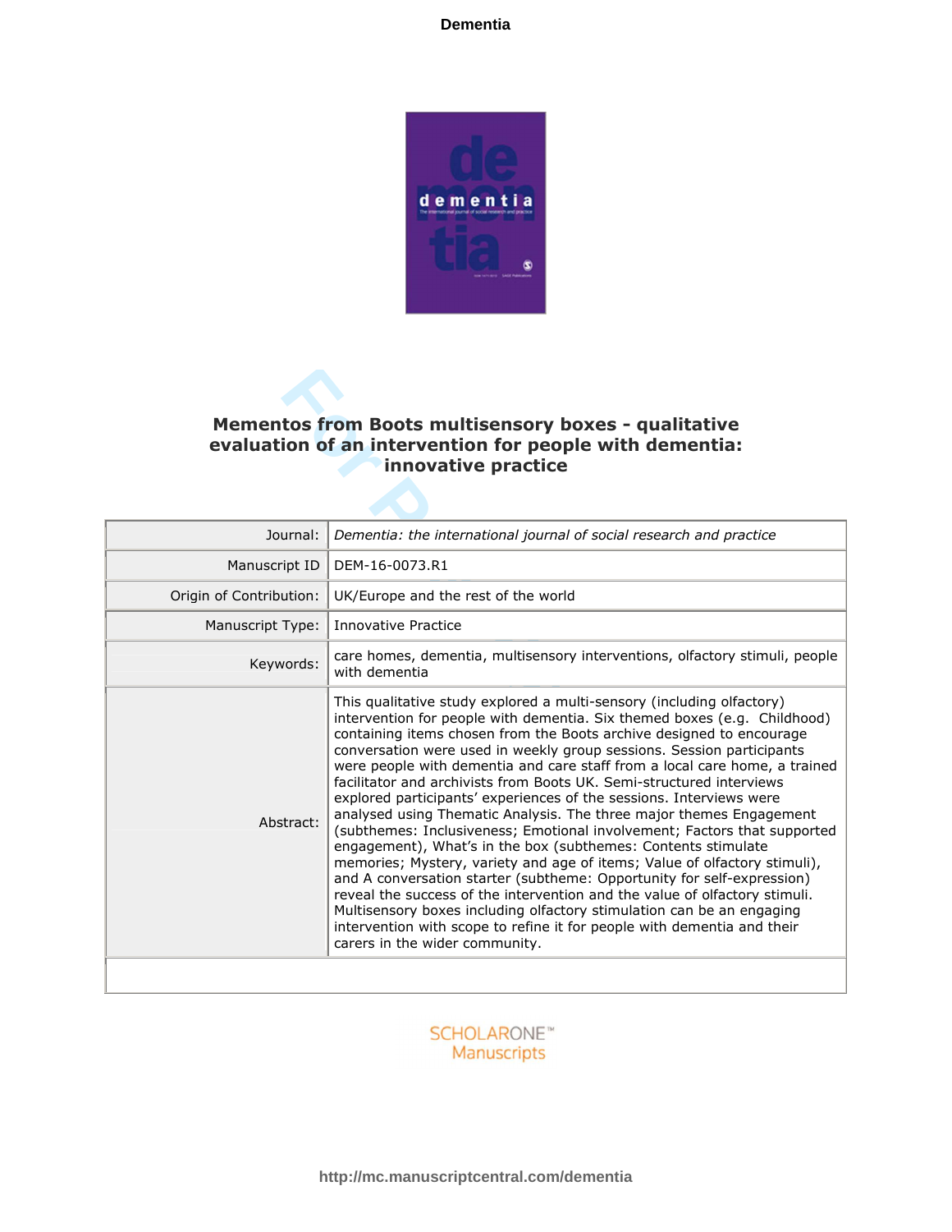# Mementos from Boots multisensory boxes - qualitative evaluation of an intervention for people with dementia: innovative practice

| | |
|---|---|
| Journal: | *Dementia: the international journal of social research and practice* |
| Manuscript ID | DEM-16-0073.R1 |
| Origin of Contribution: | UK/Europe and the rest of the world |
| Manuscript Type: | Innovative Practice |
| Keywords: | care homes, dementia, multisensory interventions, olfactory stimuli, people with dementia |
| Abstract: | This qualitative study explored a multi-sensory (including olfactory) intervention for people with dementia. Six themed boxes (e.g. Childhood) containing items chosen from the Boots archive designed to encourage conversation were used in weekly group sessions. Session participants were people with dementia and care staff from a local care home, a trained facilitator and archivists from Boots UK. Semi-structured interviews explored participants' experiences of the sessions. Interviews were analysed using Thematic Analysis. The three major themes Engagement (subthemes: Inclusiveness; Emotional involvement; Factors that supported engagement), What's in the box (subthemes: Contents stimulate memories; Mystery, variety and age of items; Value of olfactory stimuli), and A conversation starter (subtheme: Opportunity for self-expression) reveal the success of the intervention and the value of olfactory stimuli. Multisensory boxes including olfactory stimulation can be an engaging intervention with scope to refine it for people with dementia and their carers in the wider community. |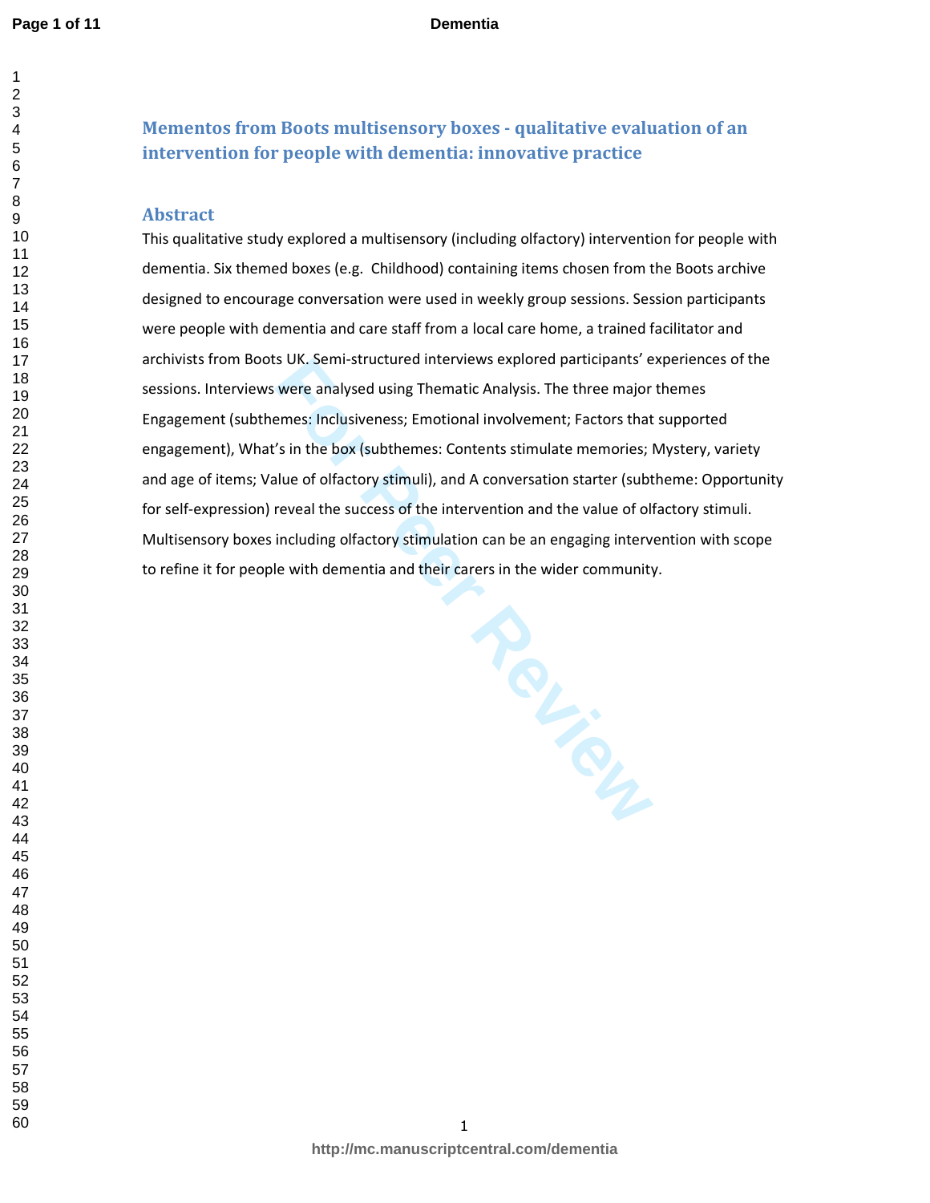# Mementos from Boots multisensory boxes - qualitative evaluation of an intervention for people with dementia: innovative practice

## Abstract

This qualitative study explored a multisensory (including olfactory) intervention for people with dementia. Six themed boxes (e.g. Childhood) containing items chosen from the Boots archive designed to encourage conversation were used in weekly group sessions. Session participants were people with dementia and care staff from a local care home, a trained facilitator and archivists from Boots UK. Semi-structured interviews explored participants' experiences of the sessions. Interviews were analysed using Thematic Analysis. The three major themes Engagement (subthemes: Inclusiveness; Emotional involvement; Factors that supported engagement), What's in the box (subthemes: Contents stimulate memories; Mystery, variety and age of items; Value of olfactory stimuli), and A conversation starter (subtheme: Opportunity for self-expression) reveal the success of the intervention and the value of olfactory stimuli. Multisensory boxes including olfactory stimulation can be an engaging intervention with scope to refine it for people with dementia and their carers in the wider community.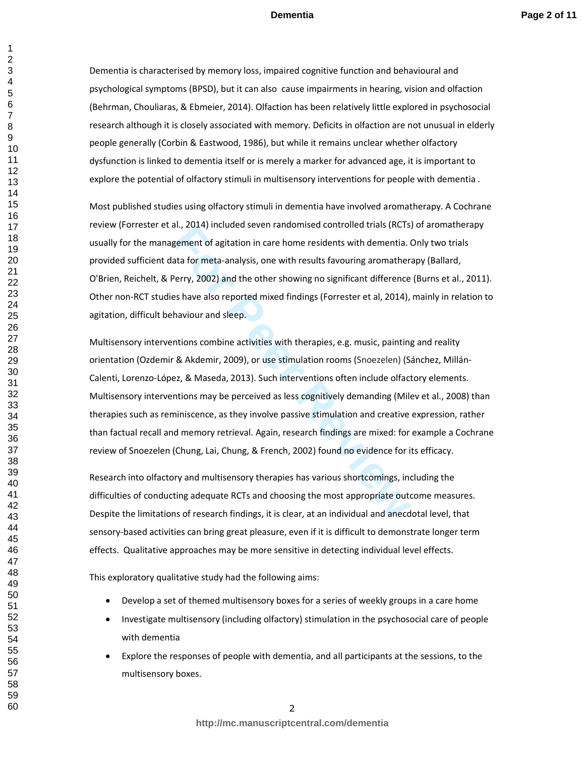Dementia is characterised by memory loss, impaired cognitive function and behavioural and psychological symptoms (BPSD), but it can also cause impairments in hearing, vision and olfaction (Behrman, Chouliaras, & Ebmeier, 2014). Olfaction has been relatively little explored in psychosocial research although it is closely associated with memory. Deficits in olfaction are not unusual in elderly people generally (Corbin & Eastwood, 1986), but while it remains unclear whether olfactory dysfunction is linked to dementia itself or is merely a marker for advanced age, it is important to explore the potential of olfactory stimuli in multisensory interventions for people with dementia .

Most published studies using olfactory stimuli in dementia have involved aromatherapy. A Cochrane review (Forrester et al., 2014) included seven randomised controlled trials (RCTs) of aromatherapy usually for the management of agitation in care home residents with dementia. Only two trials provided sufficient data for meta-analysis, one with results favouring aromatherapy (Ballard, O'Brien, Reichelt, & Perry, 2002) and the other showing no significant difference (Burns et al., 2011). Other non-RCT studies have also reported mixed findings (Forrester et al, 2014), mainly in relation to agitation, difficult behaviour and sleep.

Multisensory interventions combine activities with therapies, e.g. music, painting and reality orientation (Ozdemir & Akdemir, 2009), or use stimulation rooms (Snoezelen) (Sánchez, Millán-Calenti, Lorenzo-López, & Maseda, 2013). Such interventions often include olfactory elements. Multisensory interventions may be perceived as less cognitively demanding (Milev et al., 2008) than therapies such as reminiscence, as they involve passive stimulation and creative expression, rather than factual recall and memory retrieval. Again, research findings are mixed: for example a Cochrane review of Snoezelen (Chung, Lai, Chung, & French, 2002) found no evidence for its efficacy.

Research into olfactory and multisensory therapies has various shortcomings, including the difficulties of conducting adequate RCTs and choosing the most appropriate outcome measures. Despite the limitations of research findings, it is clear, at an individual and anecdotal level, that sensory-based activities can bring great pleasure, even if it is difficult to demonstrate longer term effects. Qualitative approaches may be more sensitive in detecting individual level effects.

This exploratory qualitative study had the following aims:

- Develop a set of themed multisensory boxes for a series of weekly groups in a care home
- Investigate multisensory (including olfactory) stimulation in the psychosocial care of people with dementia
- Explore the responses of people with dementia, and all participants at the sessions, to the multisensory boxes.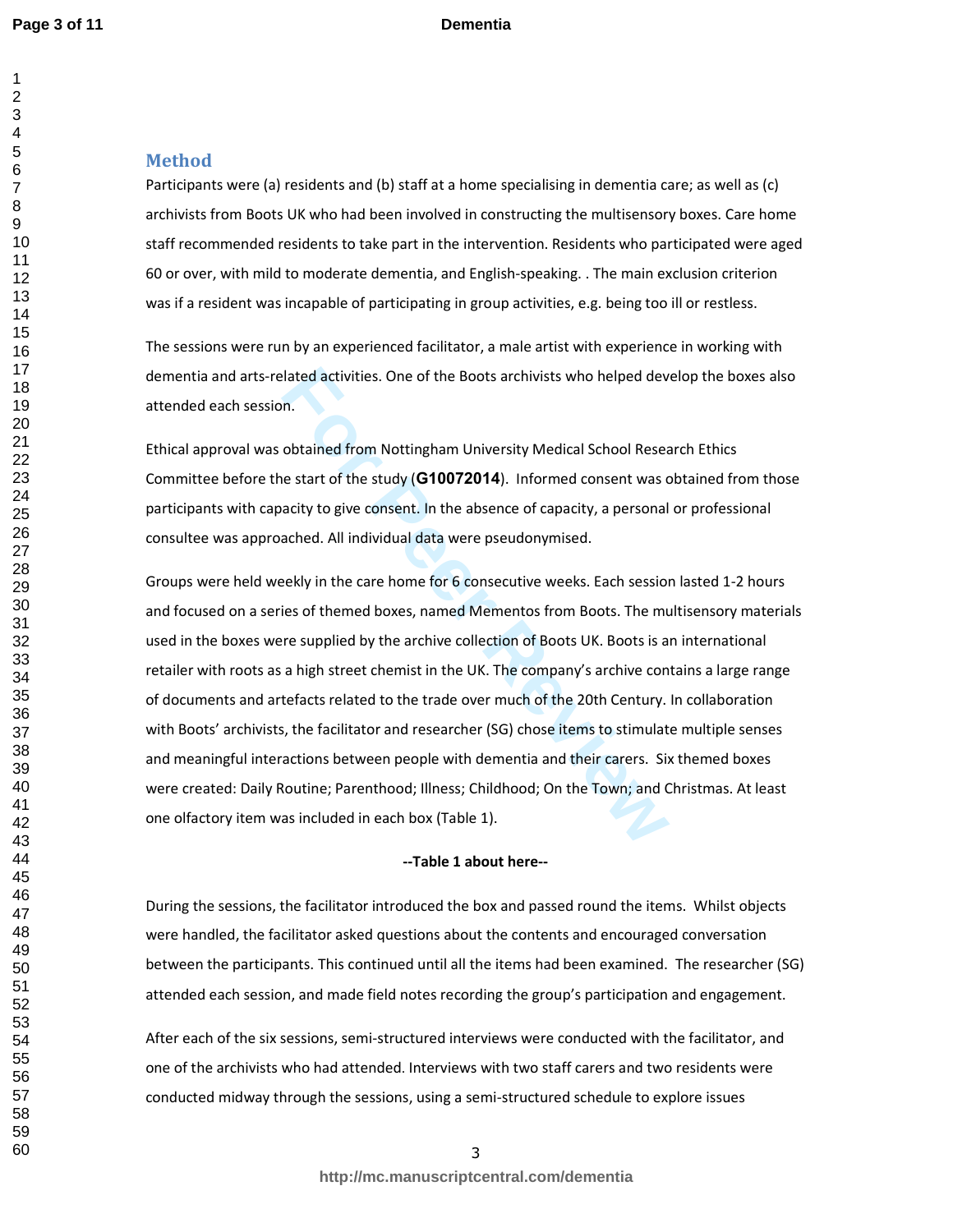## Method

Participants were (a) residents and (b) staff at a home specialising in dementia care; as well as (c) archivists from Boots UK who had been involved in constructing the multisensory boxes. Care home staff recommended residents to take part in the intervention. Residents who participated were aged 60 or over, with mild to moderate dementia, and English-speaking. . The main exclusion criterion was if a resident was incapable of participating in group activities, e.g. being too ill or restless.

The sessions were run by an experienced facilitator, a male artist with experience in working with dementia and arts-related activities. One of the Boots archivists who helped develop the boxes also attended each session.

Ethical approval was obtained from Nottingham University Medical School Research Ethics Committee before the start of the study (**G10072014**). Informed consent was obtained from those participants with capacity to give consent. In the absence of capacity, a personal or professional consultee was approached. All individual data were pseudonymised.

Groups were held weekly in the care home for 6 consecutive weeks. Each session lasted 1-2 hours and focused on a series of themed boxes, named Mementos from Boots. The multisensory materials used in the boxes were supplied by the archive collection of Boots UK. Boots is an international retailer with roots as a high street chemist in the UK. The company's archive contains a large range of documents and artefacts related to the trade over much of the 20th Century. In collaboration with Boots' archivists, the facilitator and researcher (SG) chose items to stimulate multiple senses and meaningful interactions between people with dementia and their carers. Six themed boxes were created: Daily Routine; Parenthood; Illness; Childhood; On the Town; and Christmas. At least one olfactory item was included in each box (Table 1).

**--Table 1 about here--**

During the sessions, the facilitator introduced the box and passed round the items. Whilst objects were handled, the facilitator asked questions about the contents and encouraged conversation between the participants. This continued until all the items had been examined. The researcher (SG) attended each session, and made field notes recording the group's participation and engagement.

After each of the six sessions, semi-structured interviews were conducted with the facilitator, and one of the archivists who had attended. Interviews with two staff carers and two residents were conducted midway through the sessions, using a semi-structured schedule to explore issues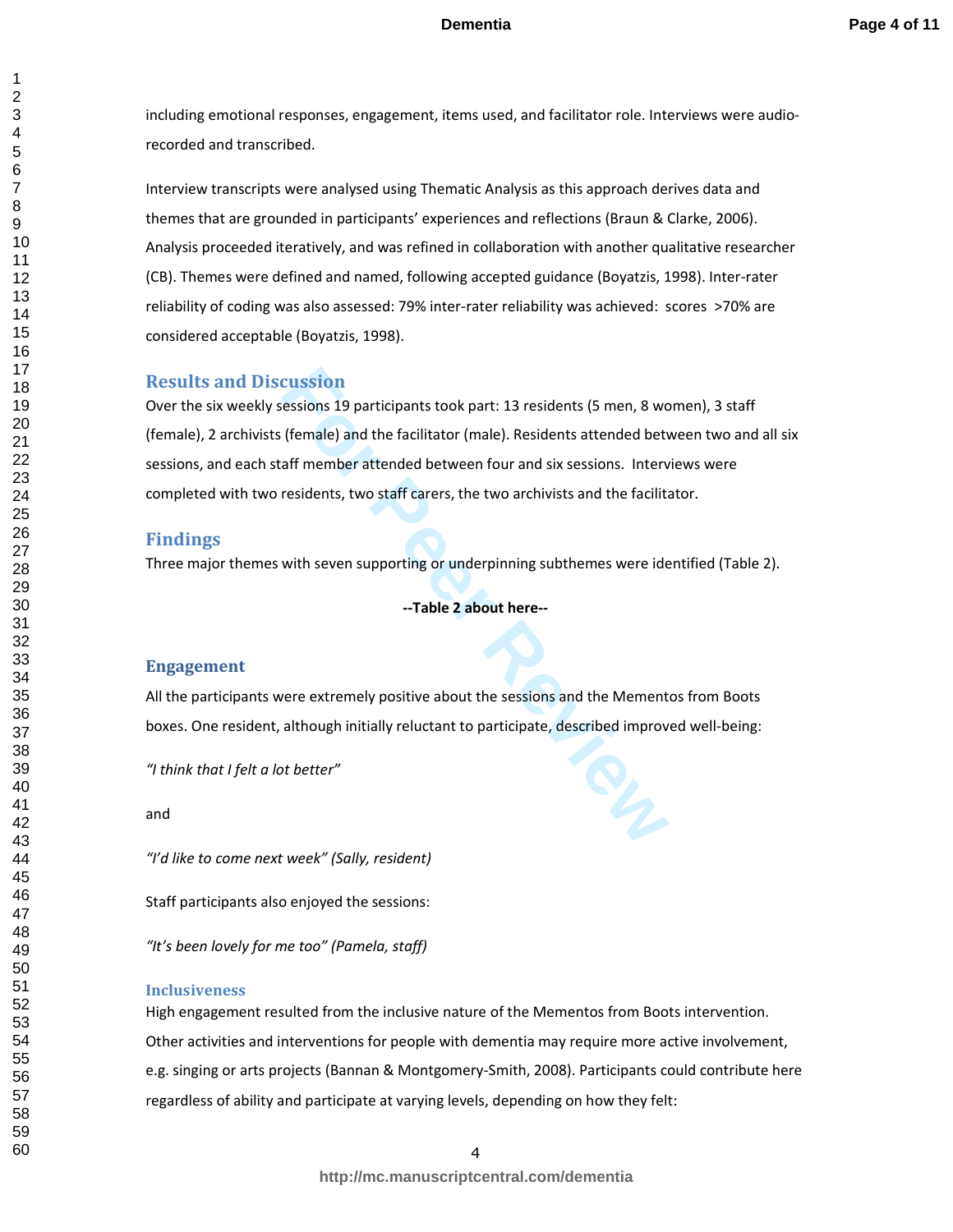including emotional responses, engagement, items used, and facilitator role. Interviews were audio-recorded and transcribed.

Interview transcripts were analysed using Thematic Analysis as this approach derives data and themes that are grounded in participants' experiences and reflections (Braun & Clarke, 2006). Analysis proceeded iteratively, and was refined in collaboration with another qualitative researcher (CB). Themes were defined and named, following accepted guidance (Boyatzis, 1998). Inter-rater reliability of coding was also assessed: 79% inter-rater reliability was achieved: scores >70% are considered acceptable (Boyatzis, 1998).

## Results and Discussion

Over the six weekly sessions 19 participants took part: 13 residents (5 men, 8 women), 3 staff (female), 2 archivists (female) and the facilitator (male). Residents attended between two and all six sessions, and each staff member attended between four and six sessions. Interviews were completed with two residents, two staff carers, the two archivists and the facilitator.

## Findings

Three major themes with seven supporting or underpinning subthemes were identified (Table 2).

**--Table 2 about here--**

## Engagement

All the participants were extremely positive about the sessions and the Mementos from Boots boxes. One resident, although initially reluctant to participate, described improved well-being:

*"I think that I felt a lot better"*

and

*"I'd like to come next week" (Sally, resident)*

Staff participants also enjoyed the sessions:

*"It's been lovely for me too" (Pamela, staff)*

### Inclusiveness

High engagement resulted from the inclusive nature of the Mementos from Boots intervention. Other activities and interventions for people with dementia may require more active involvement, e.g. singing or arts projects (Bannan & Montgomery-Smith, 2008). Participants could contribute here regardless of ability and participate at varying levels, depending on how they felt: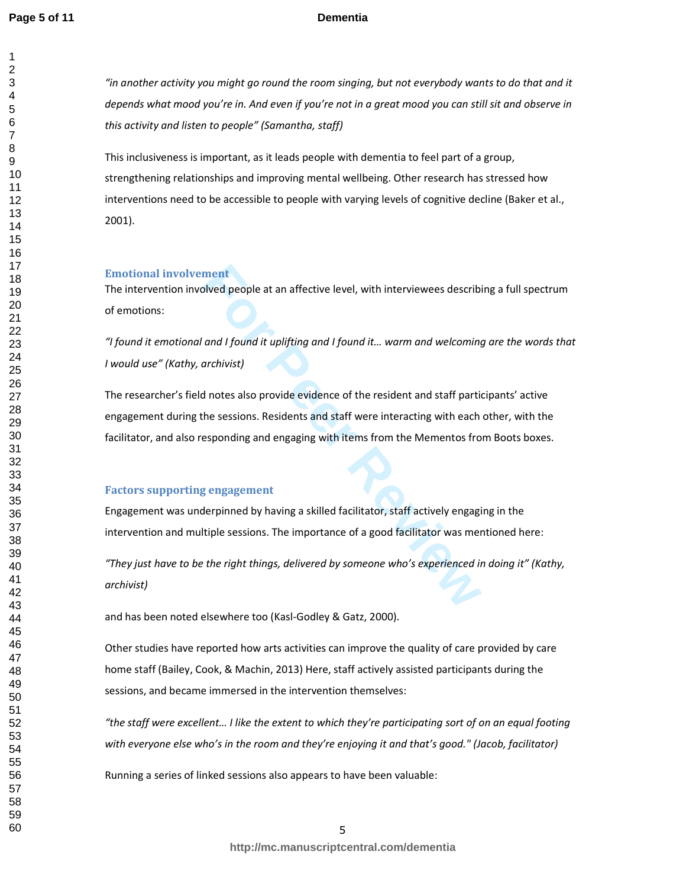*"in another activity you might go round the room singing, but not everybody wants to do that and it depends what mood you're in. And even if you're not in a great mood you can still sit and observe in this activity and listen to people" (Samantha, staff)*

This inclusiveness is important, as it leads people with dementia to feel part of a group, strengthening relationships and improving mental wellbeing. Other research has stressed how interventions need to be accessible to people with varying levels of cognitive decline (Baker et al., 2001).

### Emotional involvement

The intervention involved people at an affective level, with interviewees describing a full spectrum of emotions:

*"I found it emotional and I found it uplifting and I found it… warm and welcoming are the words that I would use" (Kathy, archivist)*

The researcher's field notes also provide evidence of the resident and staff participants' active engagement during the sessions. Residents and staff were interacting with each other, with the facilitator, and also responding and engaging with items from the Mementos from Boots boxes.

### Factors supporting engagement

Engagement was underpinned by having a skilled facilitator, staff actively engaging in the intervention and multiple sessions. The importance of a good facilitator was mentioned here:

*"They just have to be the right things, delivered by someone who's experienced in doing it" (Kathy, archivist)*

and has been noted elsewhere too (Kasl-Godley & Gatz, 2000).

Other studies have reported how arts activities can improve the quality of care provided by care home staff (Bailey, Cook, & Machin, 2013) Here, staff actively assisted participants during the sessions, and became immersed in the intervention themselves:

*"the staff were excellent… I like the extent to which they're participating sort of on an equal footing with everyone else who's in the room and they're enjoying it and that's good." (Jacob, facilitator)*

Running a series of linked sessions also appears to have been valuable: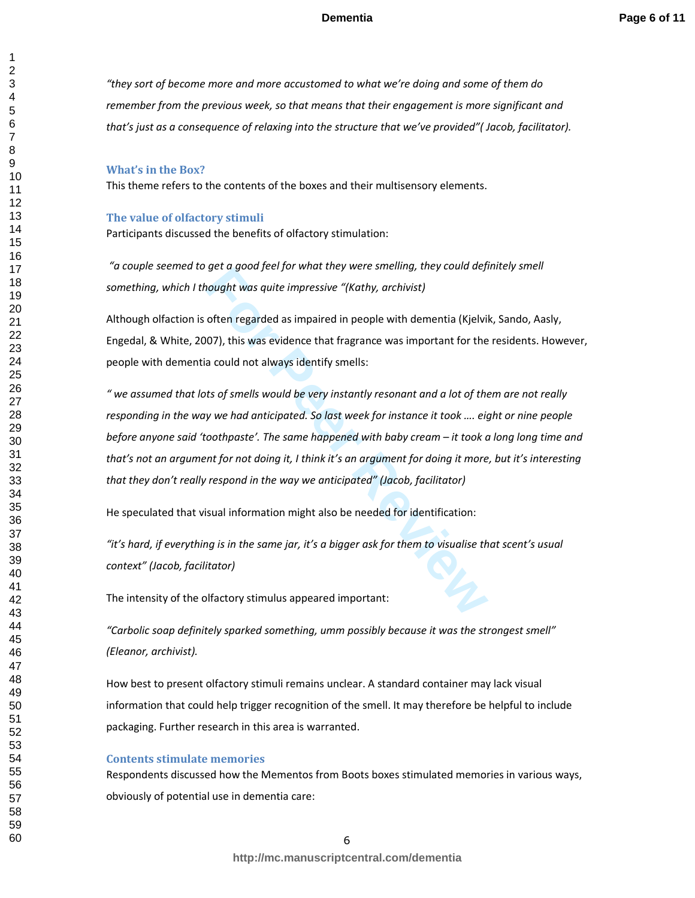*“they sort of become more and more accustomed to what we’re doing and some of them do remember from the previous week, so that means that their engagement is more significant and that’s just as a consequence of relaxing into the structure that we’ve provided”( Jacob, facilitator).*

### What’s in the Box?

This theme refers to the contents of the boxes and their multisensory elements.

### The value of olfactory stimuli

Participants discussed the benefits of olfactory stimulation:

*“a couple seemed to get a good feel for what they were smelling, they could definitely smell something, which I thought was quite impressive “(Kathy, archivist)*

Although olfaction is often regarded as impaired in people with dementia (Kjelvik, Sando, Aasly, Engedal, & White, 2007), this was evidence that fragrance was important for the residents. However, people with dementia could not always identify smells:

*“ we assumed that lots of smells would be very instantly resonant and a lot of them are not really responding in the way we had anticipated. So last week for instance it took …. eight or nine people before anyone said ‘toothpaste’. The same happened with baby cream – it took a long long time and that’s not an argument for not doing it, I think it’s an argument for doing it more, but it’s interesting that they don’t really respond in the way we anticipated” (Jacob, facilitator)*

He speculated that visual information might also be needed for identification:

*“it’s hard, if everything is in the same jar, it’s a bigger ask for them to visualise that scent’s usual context” (Jacob, facilitator)*

The intensity of the olfactory stimulus appeared important:

*“Carbolic soap definitely sparked something, umm possibly because it was the strongest smell” (Eleanor, archivist).*

How best to present olfactory stimuli remains unclear. A standard container may lack visual information that could help trigger recognition of the smell. It may therefore be helpful to include packaging. Further research in this area is warranted.

### Contents stimulate memories

Respondents discussed how the Mementos from Boots boxes stimulated memories in various ways, obviously of potential use in dementia care: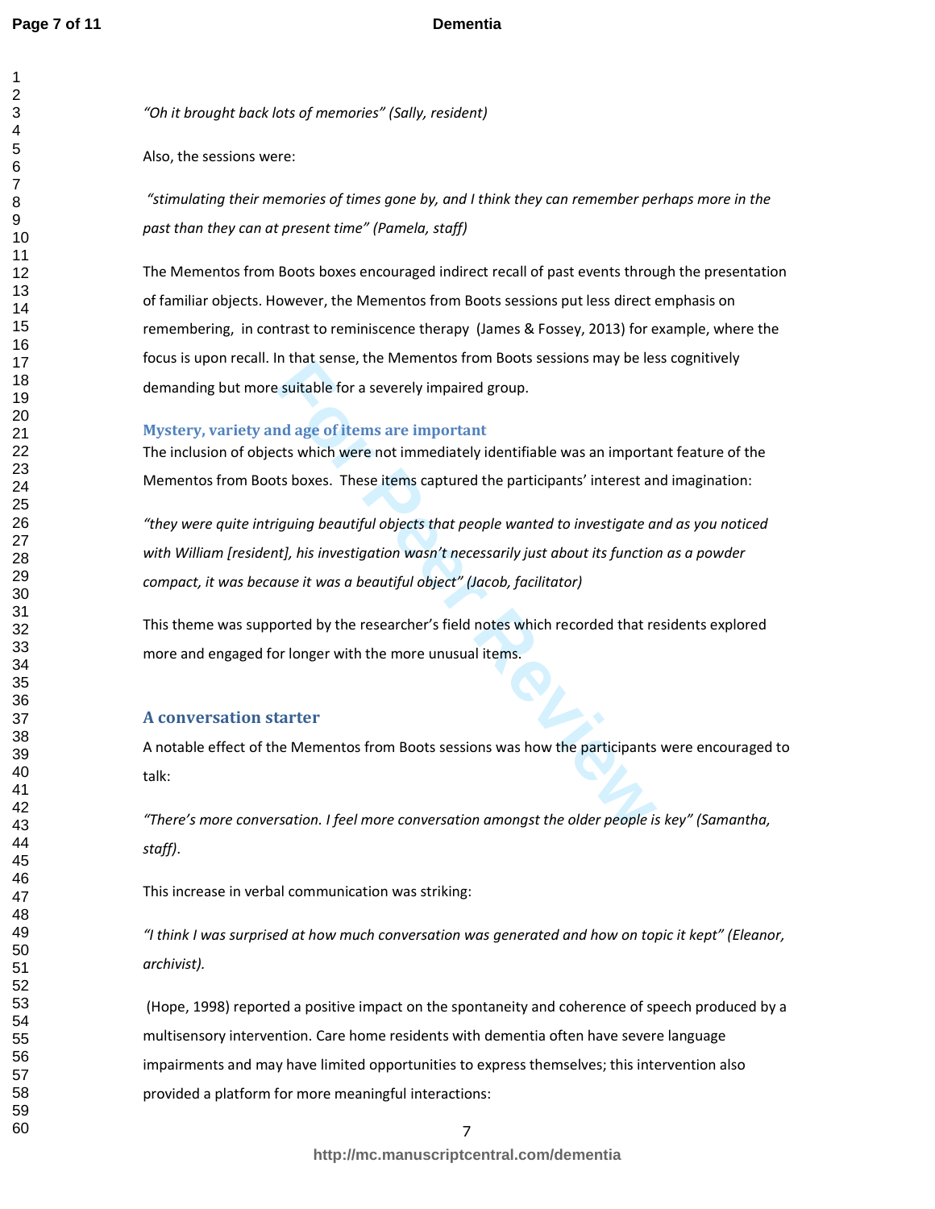*"Oh it brought back lots of memories" (Sally, resident)*

Also, the sessions were:

*"stimulating their memories of times gone by, and I think they can remember perhaps more in the past than they can at present time" (Pamela, staff)*

The Mementos from Boots boxes encouraged indirect recall of past events through the presentation of familiar objects. However, the Mementos from Boots sessions put less direct emphasis on remembering, in contrast to reminiscence therapy (James & Fossey, 2013) for example, where the focus is upon recall. In that sense, the Mementos from Boots sessions may be less cognitively demanding but more suitable for a severely impaired group.

### Mystery, variety and age of items are important

The inclusion of objects which were not immediately identifiable was an important feature of the Mementos from Boots boxes. These items captured the participants' interest and imagination:

*"they were quite intriguing beautiful objects that people wanted to investigate and as you noticed with William [resident], his investigation wasn't necessarily just about its function as a powder compact, it was because it was a beautiful object" (Jacob, facilitator)*

This theme was supported by the researcher's field notes which recorded that residents explored more and engaged for longer with the more unusual items.

## A conversation starter

A notable effect of the Mementos from Boots sessions was how the participants were encouraged to talk:

*"There's more conversation. I feel more conversation amongst the older people is key" (Samantha, staff).*

This increase in verbal communication was striking:

*"I think I was surprised at how much conversation was generated and how on topic it kept" (Eleanor, archivist).*

(Hope, 1998) reported a positive impact on the spontaneity and coherence of speech produced by a multisensory intervention. Care home residents with dementia often have severe language impairments and may have limited opportunities to express themselves; this intervention also provided a platform for more meaningful interactions: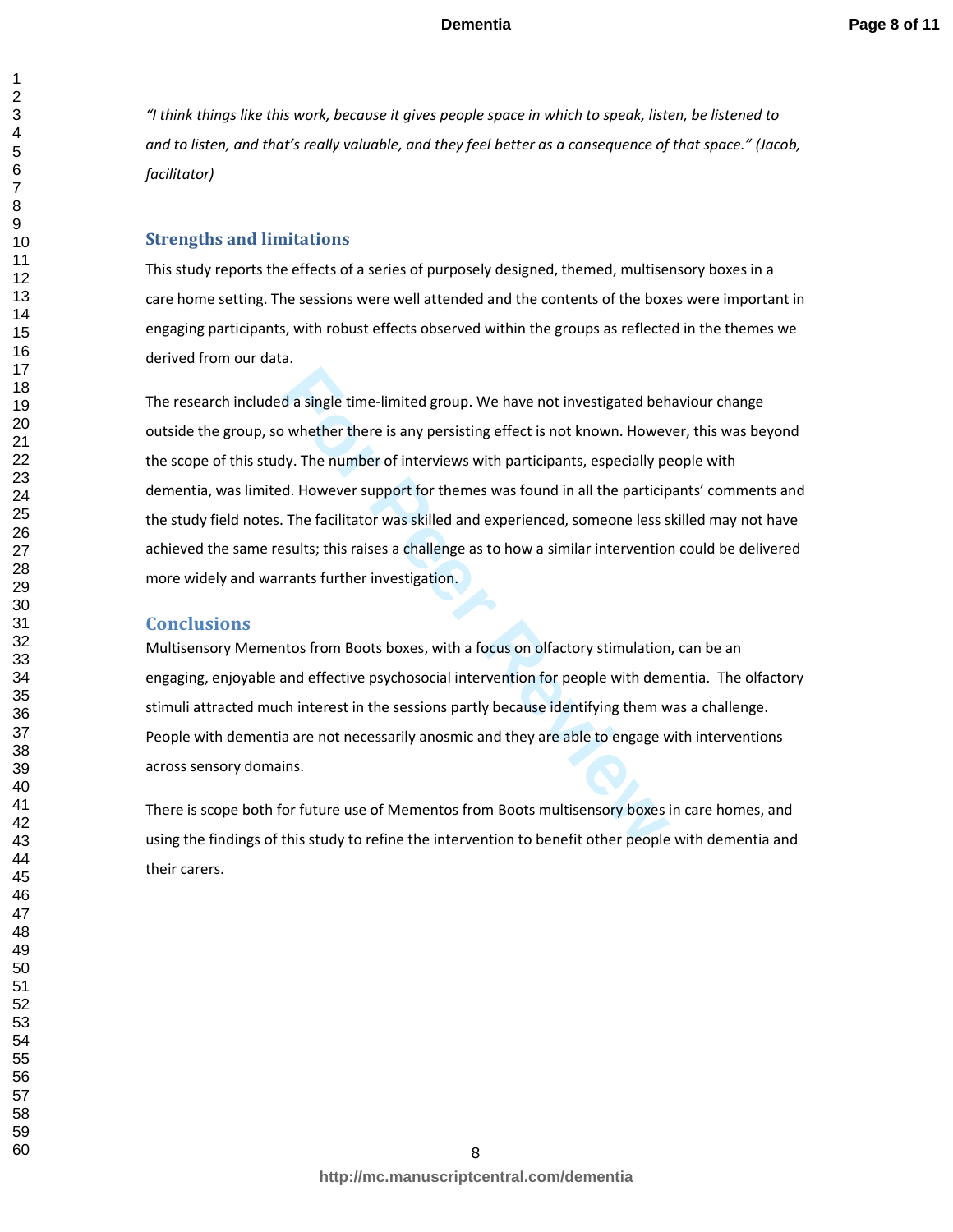*“I think things like this work, because it gives people space in which to speak, listen, be listened to and to listen, and that’s really valuable, and they feel better as a consequence of that space.” (Jacob, facilitator)*

## Strengths and limitations

This study reports the effects of a series of purposely designed, themed, multisensory boxes in a care home setting. The sessions were well attended and the contents of the boxes were important in engaging participants, with robust effects observed within the groups as reflected in the themes we derived from our data.

The research included a single time-limited group. We have not investigated behaviour change outside the group, so whether there is any persisting effect is not known. However, this was beyond the scope of this study. The number of interviews with participants, especially people with dementia, was limited. However support for themes was found in all the participants’ comments and the study field notes. The facilitator was skilled and experienced, someone less skilled may not have achieved the same results; this raises a challenge as to how a similar intervention could be delivered more widely and warrants further investigation.

## Conclusions

Multisensory Mementos from Boots boxes, with a focus on olfactory stimulation, can be an engaging, enjoyable and effective psychosocial intervention for people with dementia. The olfactory stimuli attracted much interest in the sessions partly because identifying them was a challenge. People with dementia are not necessarily anosmic and they are able to engage with interventions across sensory domains.

There is scope both for future use of Mementos from Boots multisensory boxes in care homes, and using the findings of this study to refine the intervention to benefit other people with dementia and their carers.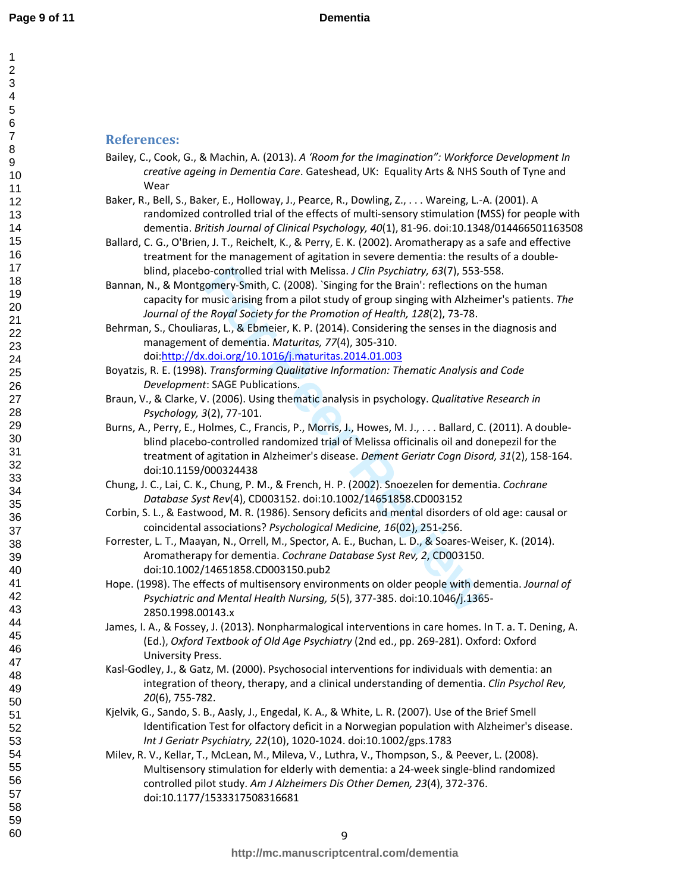## References:

Bailey, C., Cook, G., & Machin, A. (2013). *A 'Room for the Imagination": Workforce Development In creative ageing in Dementia Care*. Gateshead, UK: Equality Arts & NHS South of Tyne and Wear

Baker, R., Bell, S., Baker, E., Holloway, J., Pearce, R., Dowling, Z., . . . Wareing, L.-A. (2001). A randomized controlled trial of the effects of multi-sensory stimulation (MSS) for people with dementia. *British Journal of Clinical Psychology, 40*(1), 81-96. doi:10.1348/014466501163508

Ballard, C. G., O'Brien, J. T., Reichelt, K., & Perry, E. K. (2002). Aromatherapy as a safe and effective treatment for the management of agitation in severe dementia: the results of a double-blind, placebo-controlled trial with Melissa. *J Clin Psychiatry, 63*(7), 553-558.

Bannan, N., & Montgomery-Smith, C. (2008). `Singing for the Brain': reflections on the human capacity for music arising from a pilot study of group singing with Alzheimer's patients. *The Journal of the Royal Society for the Promotion of Health, 128*(2), 73-78.

Behrman, S., Chouliaras, L., & Ebmeier, K. P. (2014). Considering the senses in the diagnosis and management of dementia. *Maturitas, 77*(4), 305-310. doi:http://dx.doi.org/10.1016/j.maturitas.2014.01.003

Boyatzis, R. E. (1998). *Transforming Qualitative Information: Thematic Analysis and Code Development*: SAGE Publications.

Braun, V., & Clarke, V. (2006). Using thematic analysis in psychology. *Qualitative Research in Psychology, 3*(2), 77-101.

Burns, A., Perry, E., Holmes, C., Francis, P., Morris, J., Howes, M. J., . . . Ballard, C. (2011). A double-blind placebo-controlled randomized trial of Melissa officinalis oil and donepezil for the treatment of agitation in Alzheimer's disease. *Dement Geriatr Cogn Disord, 31*(2), 158-164. doi:10.1159/000324438

Chung, J. C., Lai, C. K., Chung, P. M., & French, H. P. (2002). Snoezelen for dementia. *Cochrane Database Syst Rev*(4), CD003152. doi:10.1002/14651858.CD003152

Corbin, S. L., & Eastwood, M. R. (1986). Sensory deficits and mental disorders of old age: causal or coincidental associations? *Psychological Medicine, 16*(02), 251-256.

Forrester, L. T., Maayan, N., Orrell, M., Spector, A. E., Buchan, L. D., & Soares-Weiser, K. (2014). Aromatherapy for dementia. *Cochrane Database Syst Rev, 2*, CD003150. doi:10.1002/14651858.CD003150.pub2

Hope. (1998). The effects of multisensory environments on older people with dementia. *Journal of Psychiatric and Mental Health Nursing, 5*(5), 377-385. doi:10.1046/j.1365-2850.1998.00143.x

James, I. A., & Fossey, J. (2013). Nonpharmalogical interventions in care homes. In T. a. T. Dening, A. (Ed.), *Oxford Textbook of Old Age Psychiatry* (2nd ed., pp. 269-281). Oxford: Oxford University Press.

Kasl-Godley, J., & Gatz, M. (2000). Psychosocial interventions for individuals with dementia: an integration of theory, therapy, and a clinical understanding of dementia. *Clin Psychol Rev, 20*(6), 755-782.

Kjelvik, G., Sando, S. B., Aasly, J., Engedal, K. A., & White, L. R. (2007). Use of the Brief Smell Identification Test for olfactory deficit in a Norwegian population with Alzheimer's disease. *Int J Geriatr Psychiatry, 22*(10), 1020-1024. doi:10.1002/gps.1783

Milev, R. V., Kellar, T., McLean, M., Mileva, V., Luthra, V., Thompson, S., & Peever, L. (2008). Multisensory stimulation for elderly with dementia: a 24-week single-blind randomized controlled pilot study. *Am J Alzheimers Dis Other Demen, 23*(4), 372-376. doi:10.1177/1533317508316681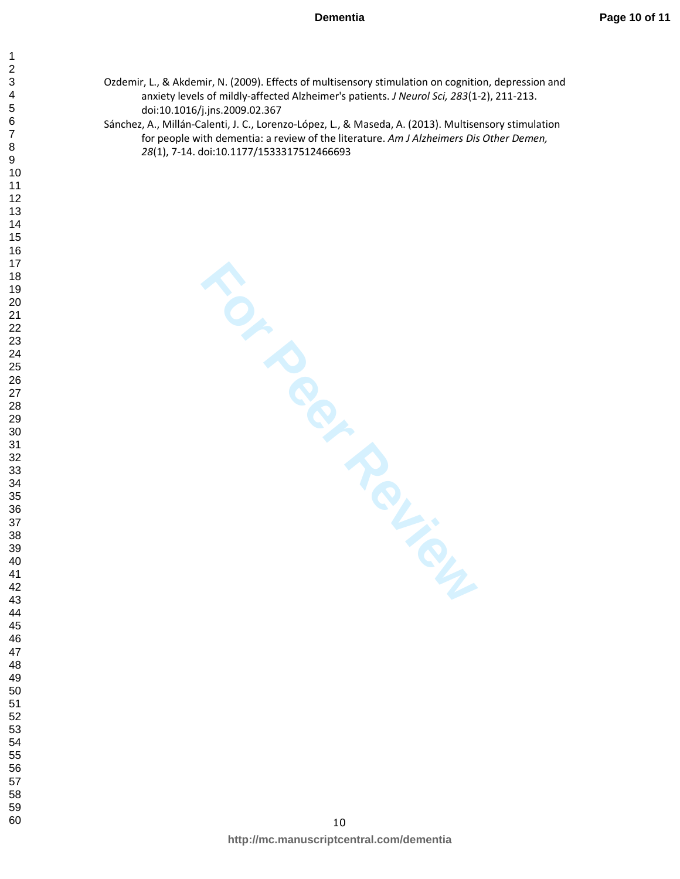Ozdemir, L., & Akdemir, N. (2009). Effects of multisensory stimulation on cognition, depression and anxiety levels of mildly-affected Alzheimer's patients. *J Neurol Sci, 283*(1-2), 211-213. doi:10.1016/j.jns.2009.02.367

Sánchez, A., Millán-Calenti, J. C., Lorenzo-López, L., & Maseda, A. (2013). Multisensory stimulation for people with dementia: a review of the literature. *Am J Alzheimers Dis Other Demen, 28*(1), 7-14. doi:10.1177/1533317512466693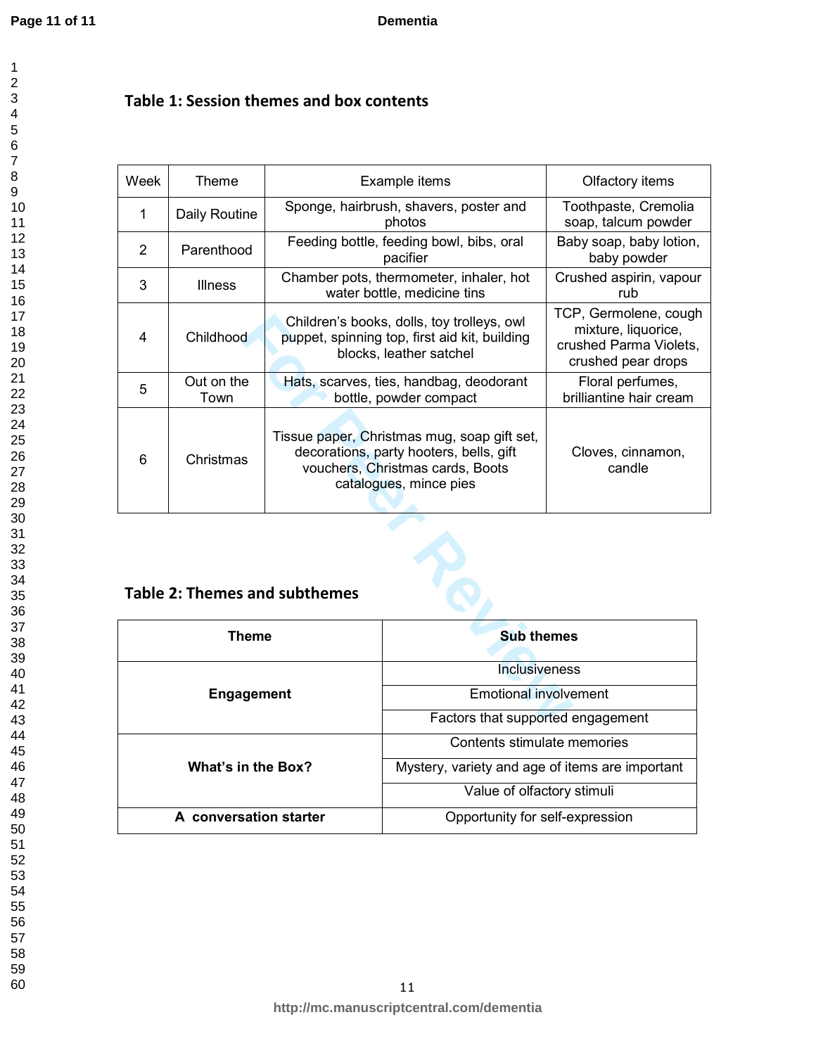**Table 1: Session themes and box contents**

| Week | Theme | Example items | Olfactory items |
|---|---|---|---|
| 1 | Daily Routine | Sponge, hairbrush, shavers, poster and photos | Toothpaste, Cremolia soap, talcum powder |
| 2 | Parenthood | Feeding bottle, feeding bowl, bibs, oral pacifier | Baby soap, baby lotion, baby powder |
| 3 | Illness | Chamber pots, thermometer, inhaler, hot water bottle, medicine tins | Crushed aspirin, vapour rub |
| 4 | Childhood | Children's books, dolls, toy trolleys, owl puppet, spinning top, first aid kit, building blocks, leather satchel | TCP, Germolene, cough mixture, liquorice, crushed Parma Violets, crushed pear drops |
| 5 | Out on the Town | Hats, scarves, ties, handbag, deodorant bottle, powder compact | Floral perfumes, brilliantine hair cream |
| 6 | Christmas | Tissue paper, Christmas mug, soap gift set, decorations, party hooters, bells, gift vouchers, Christmas cards, Boots catalogues, mince pies | Cloves, cinnamon, candle |

**Table 2: Themes and subthemes**

| **Theme** | **Sub themes** |
|---|---|
| **Engagement** | Inclusiveness |
| | Emotional involvement |
| | Factors that supported engagement |
| **What's in the Box?** | Contents stimulate memories |
| | Mystery, variety and age of items are important |
| | Value of olfactory stimuli |
| **A conversation starter** | Opportunity for self-expression |